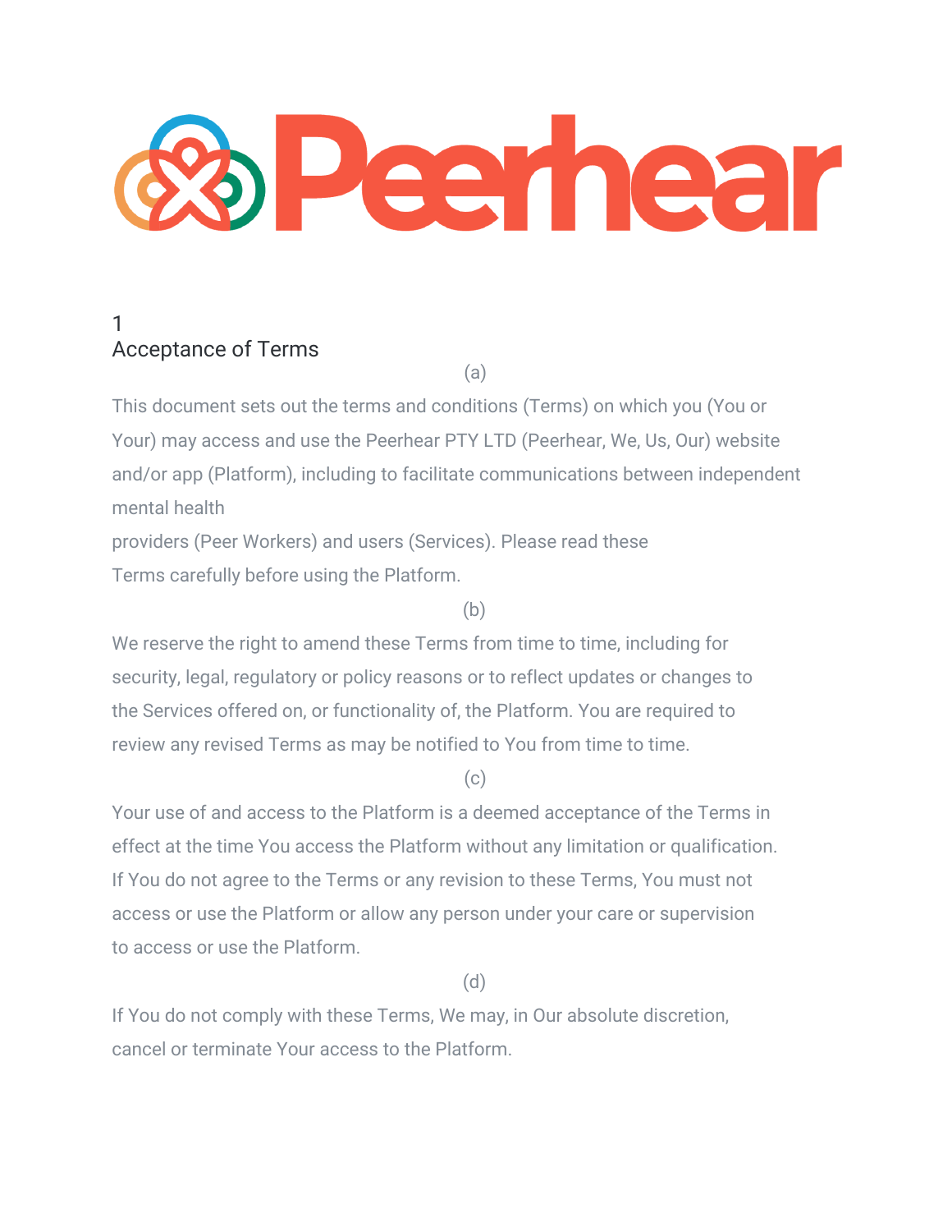# Peerhear

## 1 Acceptance of Terms

(a)

This document sets out the terms and conditions (Terms) on which you (You or Your) may access and use the Peerhear PTY LTD (Peerhear, We, Us, Our) website and/or app (Platform), including to facilitate communications between independent mental health providers (Peer Workers) and users (Services). Please read these Terms carefully before using the Platform.

(b)

We reserve the right to amend these Terms from time to time, including for security, legal, regulatory or policy reasons or to reflect updates or changes to the Services offered on, or functionality of, the Platform. You are required to review any revised Terms as may be notified to You from time to time.

(c)

Your use of and access to the Platform is a deemed acceptance of the Terms in effect at the time You access the Platform without any limitation or qualification. If You do not agree to the Terms or any revision to these Terms, You must not access or use the Platform or allow any person under your care or supervision to access or use the Platform.

(d)

If You do not comply with these Terms, We may, in Our absolute discretion, cancel or terminate Your access to the Platform.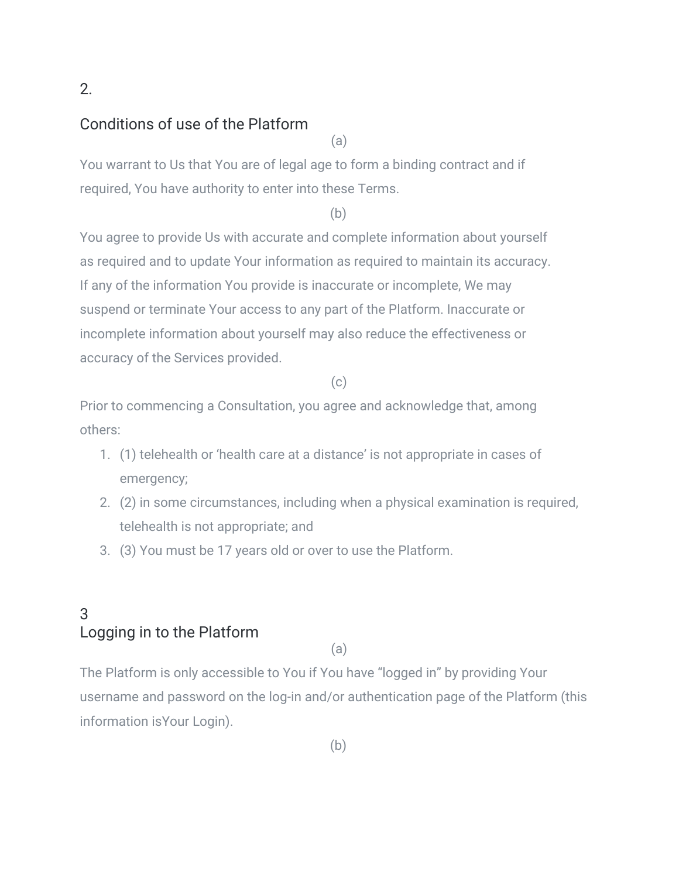2.

## Conditions of use of the Platform

(a)

You warrant to Us that You are of legal age to form a binding contract and if required, You have authority to enter into these Terms.

(b)

You agree to provide Us with accurate and complete information about yourself as required and to update Your information as required to maintain its accuracy. If any of the information You provide is inaccurate or incomplete, We may suspend or terminate Your access to any part of the Platform. Inaccurate or incomplete information about yourself may also reduce the effectiveness or accuracy of the Services provided.

(c)

Prior to commencing a Consultation, you agree and acknowledge that, among others:

1. (1) telehealth or 'health care at a distance' is not appropriate in cases of emergency;
2. (2) in some circumstances, including when a physical examination is required, telehealth is not appropriate; and
3. (3) You must be 17 years old or over to use the Platform.

3

## Logging in to the Platform

(a)

The Platform is only accessible to You if You have "logged in" by providing Your username and password on the log-in and/or authentication page of the Platform (this information isYour Login).

(b)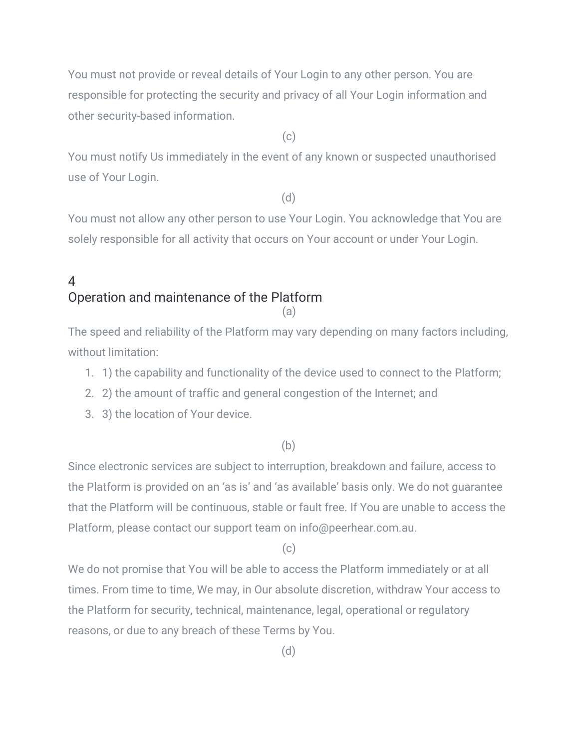You must not provide or reveal details of Your Login to any other person. You are responsible for protecting the security and privacy of all Your Login information and other security-based information.

(c)

You must notify Us immediately in the event of any known or suspected unauthorised use of Your Login.

(d)

You must not allow any other person to use Your Login. You acknowledge that You are solely responsible for all activity that occurs on Your account or under Your Login.

## 4 Operation and maintenance of the Platform

(a)

The speed and reliability of the Platform may vary depending on many factors including, without limitation:

1. 1) the capability and functionality of the device used to connect to the Platform;
2. 2) the amount of traffic and general congestion of the Internet; and
3. 3) the location of Your device.

(b)

Since electronic services are subject to interruption, breakdown and failure, access to the Platform is provided on an 'as is' and 'as available' basis only. We do not guarantee that the Platform will be continuous, stable or fault free. If You are unable to access the Platform, please contact our support team on info@peerhear.com.au.

(c)

We do not promise that You will be able to access the Platform immediately or at all times. From time to time, We may, in Our absolute discretion, withdraw Your access to the Platform for security, technical, maintenance, legal, operational or regulatory reasons, or due to any breach of these Terms by You.

(d)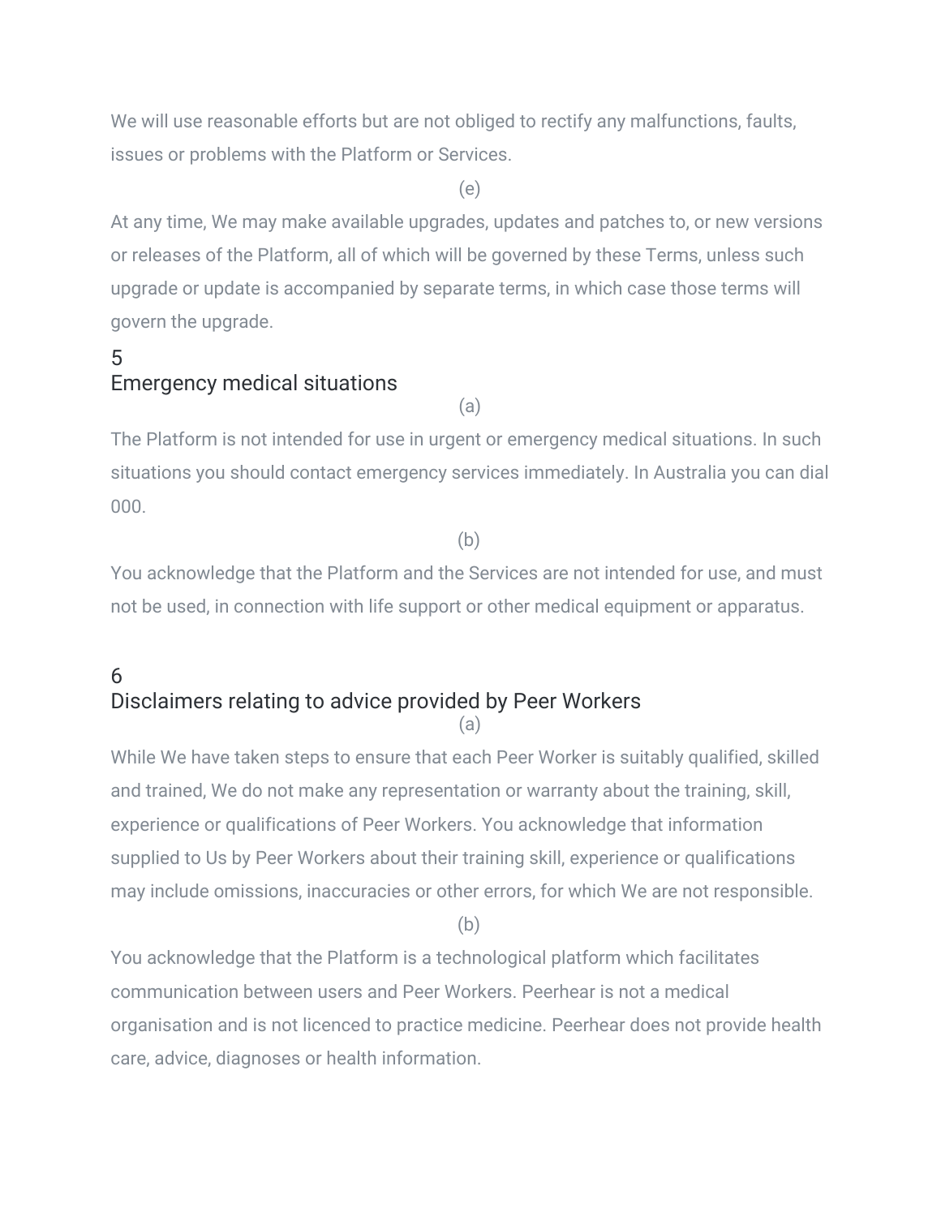We will use reasonable efforts but are not obliged to rectify any malfunctions, faults, issues or problems with the Platform or Services.

(e)

At any time, We may make available upgrades, updates and patches to, or new versions or releases of the Platform, all of which will be governed by these Terms, unless such upgrade or update is accompanied by separate terms, in which case those terms will govern the upgrade.

## 5 Emergency medical situations

(a)

The Platform is not intended for use in urgent or emergency medical situations. In such situations you should contact emergency services immediately. In Australia you can dial 000.

(b)

You acknowledge that the Platform and the Services are not intended for use, and must not be used, in connection with life support or other medical equipment or apparatus.

## 6 Disclaimers relating to advice provided by Peer Workers

(a)

While We have taken steps to ensure that each Peer Worker is suitably qualified, skilled and trained, We do not make any representation or warranty about the training, skill, experience or qualifications of Peer Workers. You acknowledge that information supplied to Us by Peer Workers about their training skill, experience or qualifications may include omissions, inaccuracies or other errors, for which We are not responsible.

(b)

You acknowledge that the Platform is a technological platform which facilitates communication between users and Peer Workers. Peerhear is not a medical organisation and is not licenced to practice medicine. Peerhear does not provide health care, advice, diagnoses or health information.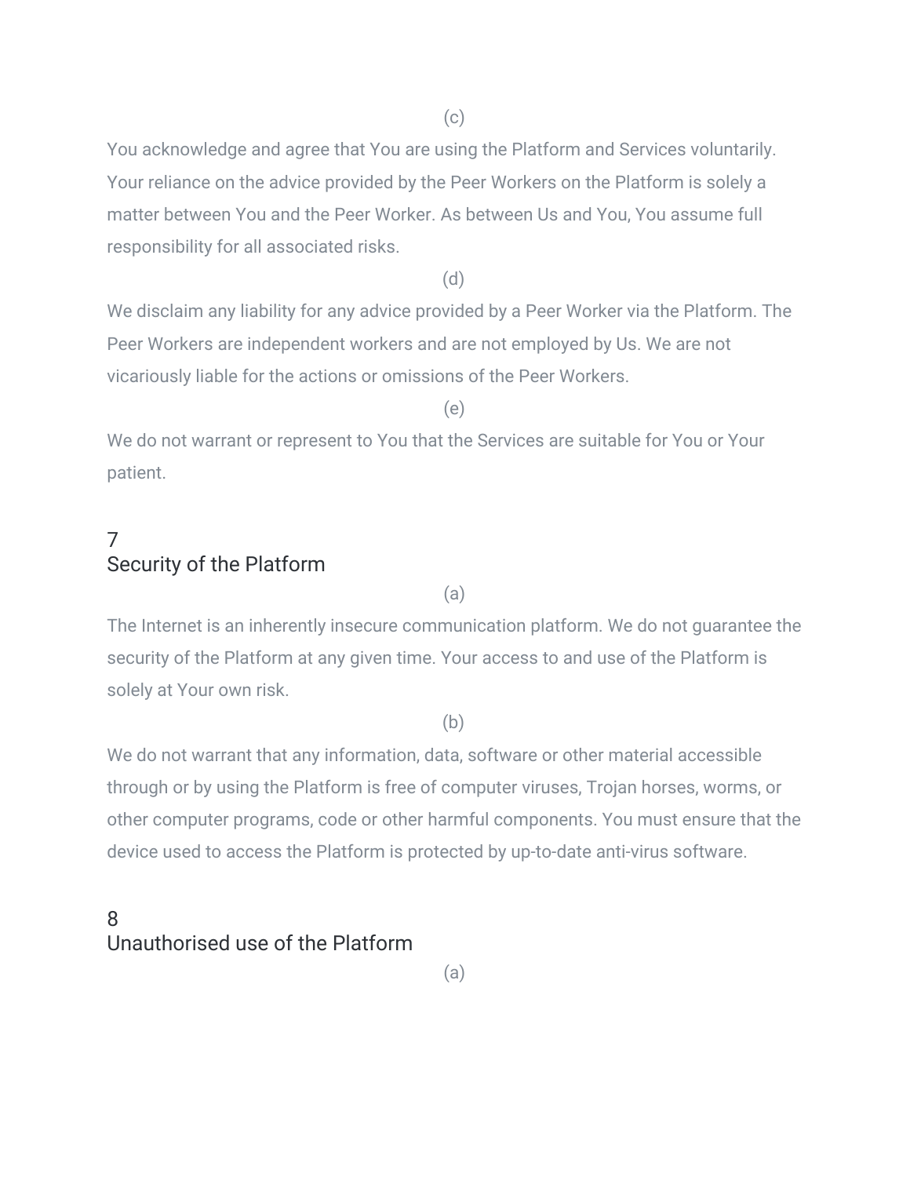(c)

You acknowledge and agree that You are using the Platform and Services voluntarily. Your reliance on the advice provided by the Peer Workers on the Platform is solely a matter between You and the Peer Worker. As between Us and You, You assume full responsibility for all associated risks.

(d)

We disclaim any liability for any advice provided by a Peer Worker via the Platform. The Peer Workers are independent workers and are not employed by Us. We are not vicariously liable for the actions or omissions of the Peer Workers.

(e)

We do not warrant or represent to You that the Services are suitable for You or Your patient.

## 7 Security of the Platform

(a)

The Internet is an inherently insecure communication platform. We do not guarantee the security of the Platform at any given time. Your access to and use of the Platform is solely at Your own risk.

(b)

We do not warrant that any information, data, software or other material accessible through or by using the Platform is free of computer viruses, Trojan horses, worms, or other computer programs, code or other harmful components. You must ensure that the device used to access the Platform is protected by up-to-date anti-virus software.

## 8 Unauthorised use of the Platform

(a)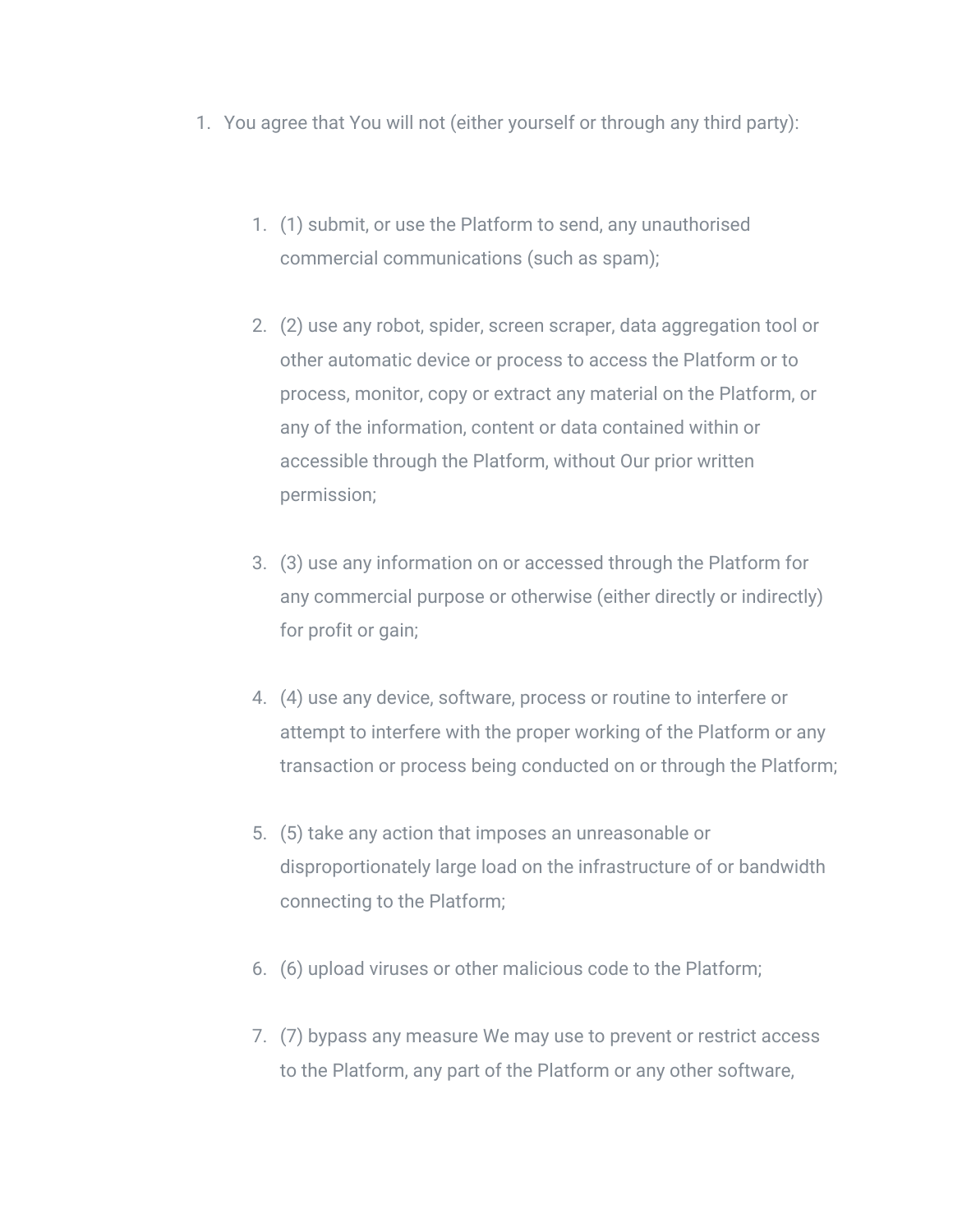1. You agree that You will not (either yourself or through any third party):

    1. (1) submit, or use the Platform to send, any unauthorised commercial communications (such as spam);

    2. (2) use any robot, spider, screen scraper, data aggregation tool or other automatic device or process to access the Platform or to process, monitor, copy or extract any material on the Platform, or any of the information, content or data contained within or accessible through the Platform, without Our prior written permission;

    3. (3) use any information on or accessed through the Platform for any commercial purpose or otherwise (either directly or indirectly) for profit or gain;

    4. (4) use any device, software, process or routine to interfere or attempt to interfere with the proper working of the Platform or any transaction or process being conducted on or through the Platform;

    5. (5) take any action that imposes an unreasonable or disproportionately large load on the infrastructure of or bandwidth connecting to the Platform;

    6. (6) upload viruses or other malicious code to the Platform;

    7. (7) bypass any measure We may use to prevent or restrict access to the Platform, any part of the Platform or any other software,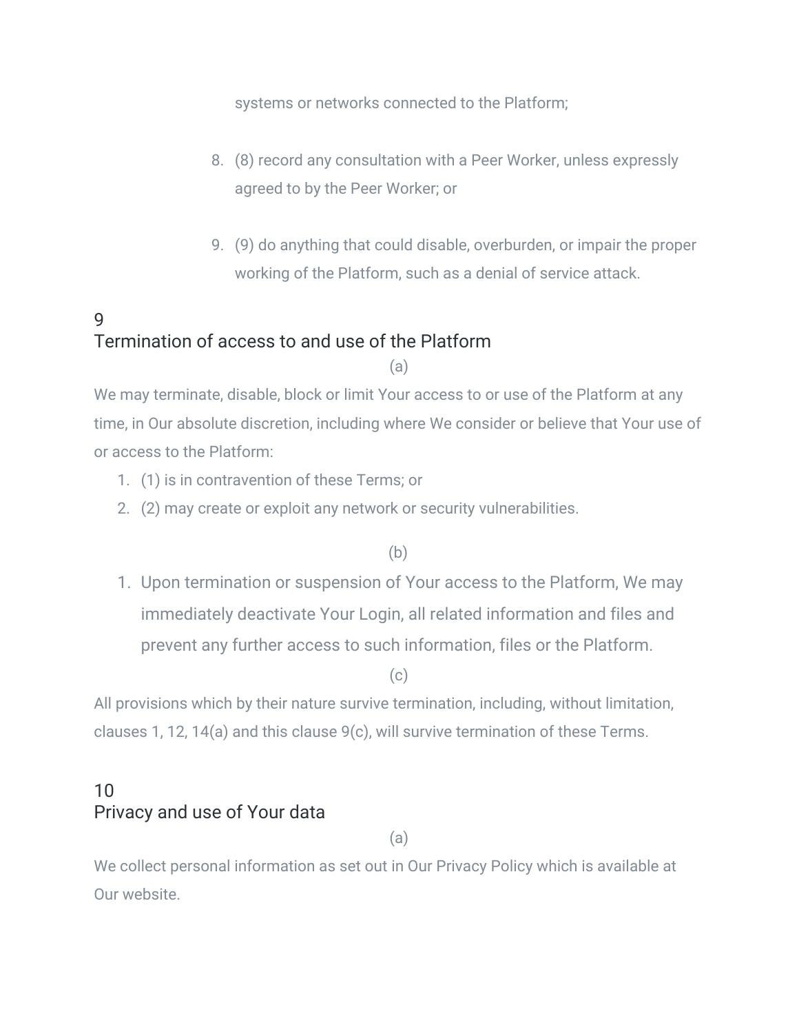systems or networks connected to the Platform;

8. (8) record any consultation with a Peer Worker, unless expressly agreed to by the Peer Worker; or

9. (9) do anything that could disable, overburden, or impair the proper working of the Platform, such as a denial of service attack.

## 9
## Termination of access to and use of the Platform

(a)

We may terminate, disable, block or limit Your access to or use of the Platform at any time, in Our absolute discretion, including where We consider or believe that Your use of or access to the Platform:

1. (1) is in contravention of these Terms; or
2. (2) may create or exploit any network or security vulnerabilities.

(b)

1. Upon termination or suspension of Your access to the Platform, We may immediately deactivate Your Login, all related information and files and prevent any further access to such information, files or the Platform.

(c)

All provisions which by their nature survive termination, including, without limitation, clauses 1, 12, 14(a) and this clause 9(c), will survive termination of these Terms.

## 10
## Privacy and use of Your data

(a)

We collect personal information as set out in Our Privacy Policy which is available at Our website.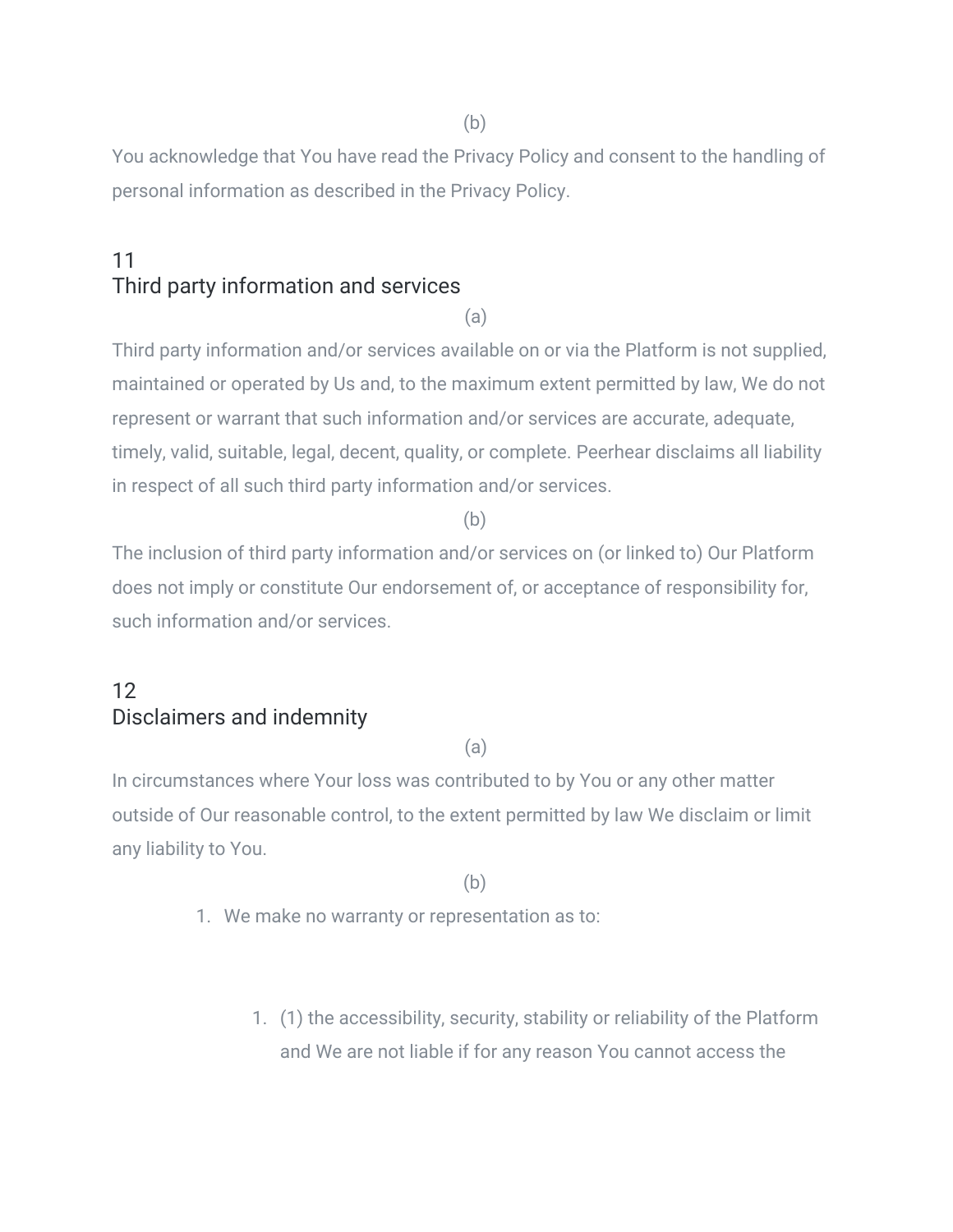(b)

You acknowledge that You have read the Privacy Policy and consent to the handling of personal information as described in the Privacy Policy.

## 11 Third party information and services

(a)

Third party information and/or services available on or via the Platform is not supplied, maintained or operated by Us and, to the maximum extent permitted by law, We do not represent or warrant that such information and/or services are accurate, adequate, timely, valid, suitable, legal, decent, quality, or complete. Peerhear disclaims all liability in respect of all such third party information and/or services.

(b)

The inclusion of third party information and/or services on (or linked to) Our Platform does not imply or constitute Our endorsement of, or acceptance of responsibility for, such information and/or services.

## 12 Disclaimers and indemnity

(a)

In circumstances where Your loss was contributed to by You or any other matter outside of Our reasonable control, to the extent permitted by law We disclaim or limit any liability to You.

(b)

1. We make no warranty or representation as to:

    1. (1) the accessibility, security, stability or reliability of the Platform and We are not liable if for any reason You cannot access the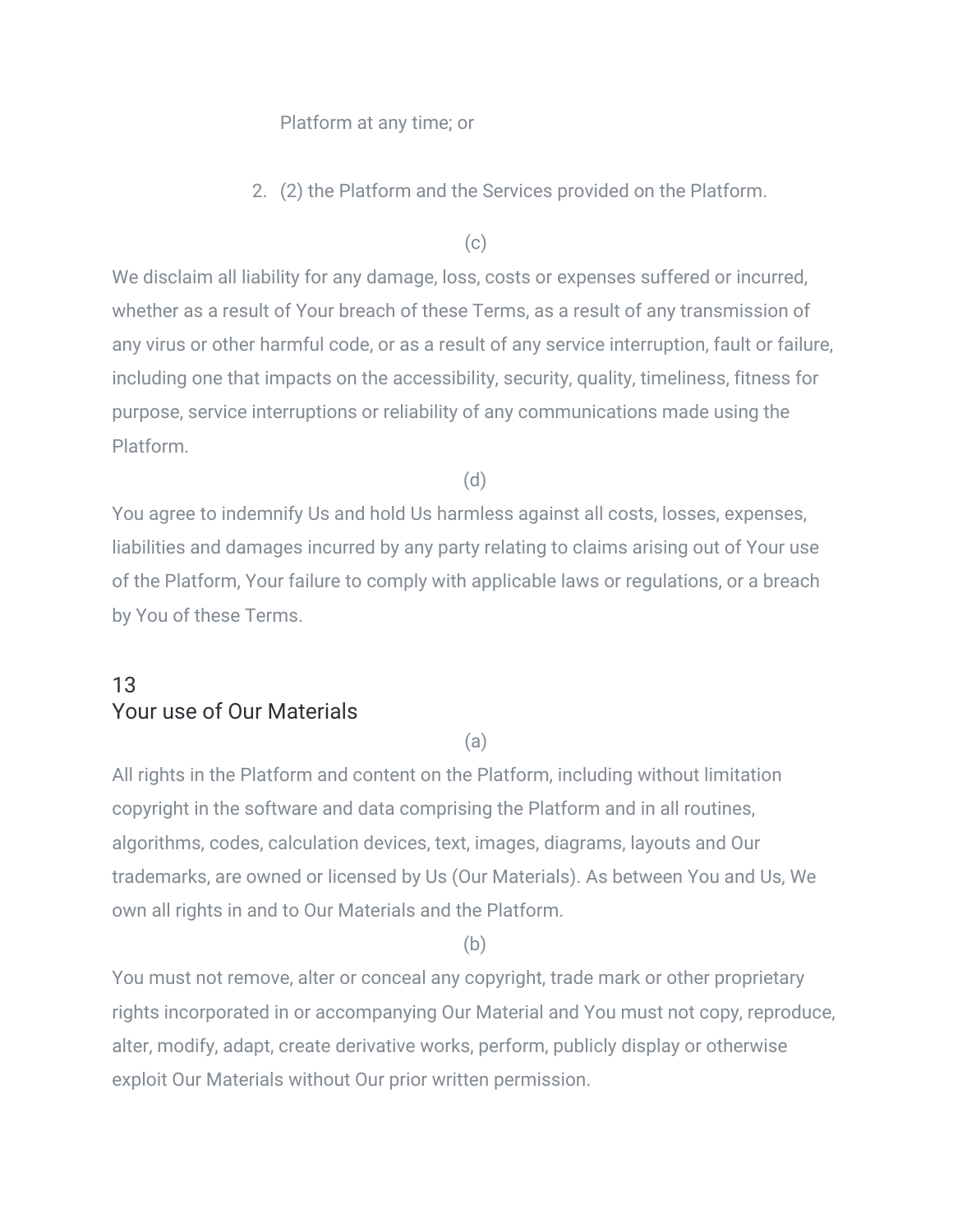Platform at any time; or

2. (2) the Platform and the Services provided on the Platform.

(c)

We disclaim all liability for any damage, loss, costs or expenses suffered or incurred, whether as a result of Your breach of these Terms, as a result of any transmission of any virus or other harmful code, or as a result of any service interruption, fault or failure, including one that impacts on the accessibility, security, quality, timeliness, fitness for purpose, service interruptions or reliability of any communications made using the Platform.

(d)

You agree to indemnify Us and hold Us harmless against all costs, losses, expenses, liabilities and damages incurred by any party relating to claims arising out of Your use of the Platform, Your failure to comply with applicable laws or regulations, or a breach by You of these Terms.

## 13
## Your use of Our Materials

(a)

All rights in the Platform and content on the Platform, including without limitation copyright in the software and data comprising the Platform and in all routines, algorithms, codes, calculation devices, text, images, diagrams, layouts and Our trademarks, are owned or licensed by Us (Our Materials). As between You and Us, We own all rights in and to Our Materials and the Platform.

(b)

You must not remove, alter or conceal any copyright, trade mark or other proprietary rights incorporated in or accompanying Our Material and You must not copy, reproduce, alter, modify, adapt, create derivative works, perform, publicly display or otherwise exploit Our Materials without Our prior written permission.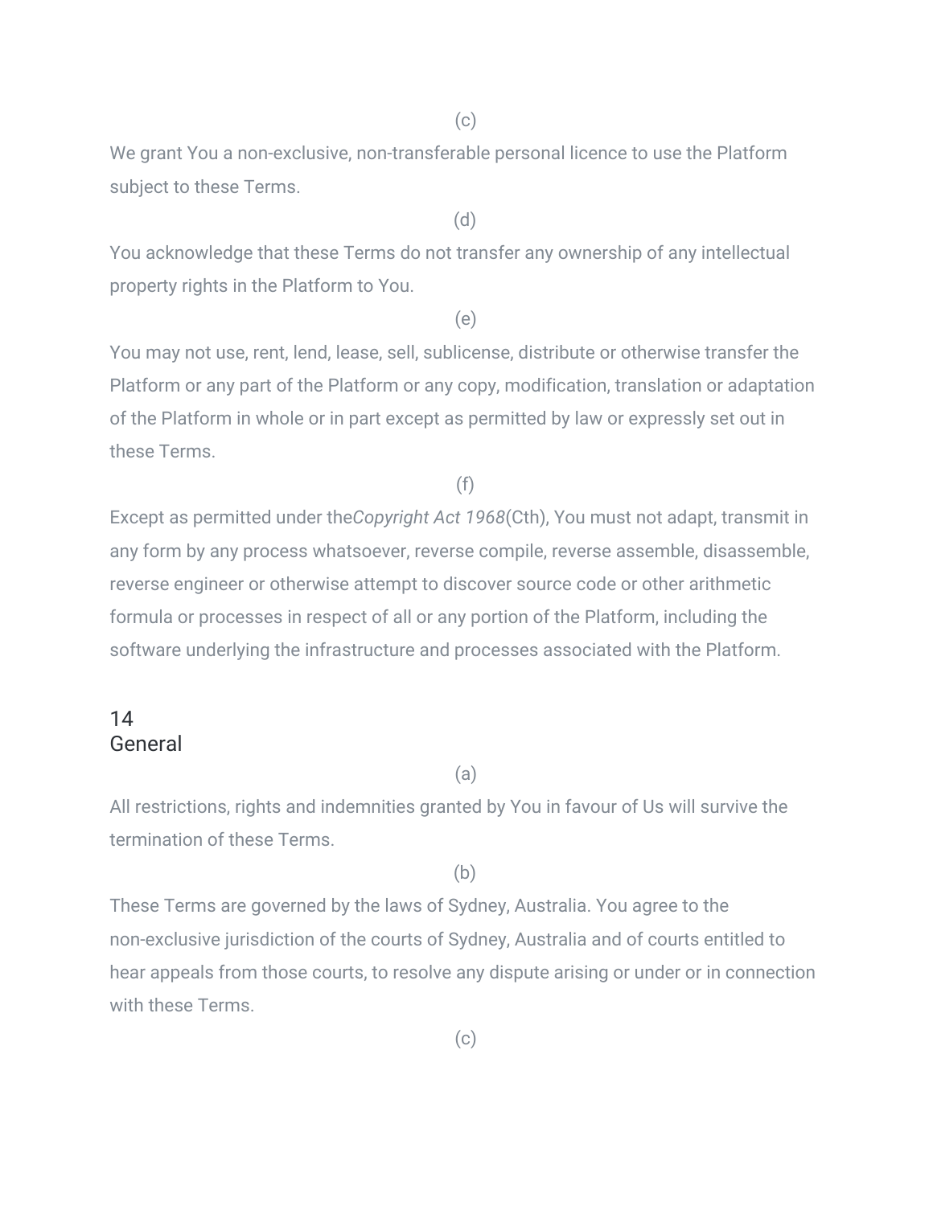(c)

We grant You a non-exclusive, non-transferable personal licence to use the Platform subject to these Terms.

(d)

You acknowledge that these Terms do not transfer any ownership of any intellectual property rights in the Platform to You.

(e)

You may not use, rent, lend, lease, sell, sublicense, distribute or otherwise transfer the Platform or any part of the Platform or any copy, modification, translation or adaptation of the Platform in whole or in part except as permitted by law or expressly set out in these Terms.

(f)

Except as permitted under the*Copyright Act 1968*(Cth), You must not adapt, transmit in any form by any process whatsoever, reverse compile, reverse assemble, disassemble, reverse engineer or otherwise attempt to discover source code or other arithmetic formula or processes in respect of all or any portion of the Platform, including the software underlying the infrastructure and processes associated with the Platform.

## 14
## General

(a)

All restrictions, rights and indemnities granted by You in favour of Us will survive the termination of these Terms.

(b)

These Terms are governed by the laws of Sydney, Australia. You agree to the non-exclusive jurisdiction of the courts of Sydney, Australia and of courts entitled to hear appeals from those courts, to resolve any dispute arising or under or in connection with these Terms.

(c)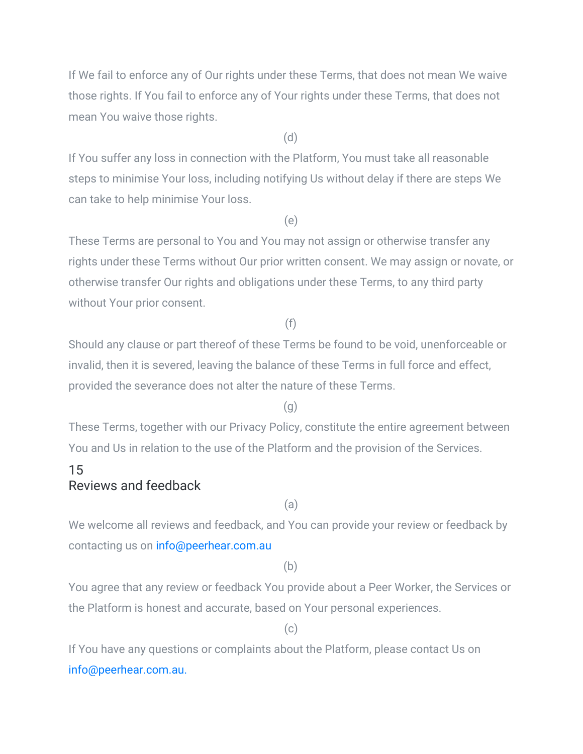If We fail to enforce any of Our rights under these Terms, that does not mean We waive those rights. If You fail to enforce any of Your rights under these Terms, that does not mean You waive those rights.

(d)

If You suffer any loss in connection with the Platform, You must take all reasonable steps to minimise Your loss, including notifying Us without delay if there are steps We can take to help minimise Your loss.

(e)

These Terms are personal to You and You may not assign or otherwise transfer any rights under these Terms without Our prior written consent. We may assign or novate, or otherwise transfer Our rights and obligations under these Terms, to any third party without Your prior consent.

(f)

Should any clause or part thereof of these Terms be found to be void, unenforceable or invalid, then it is severed, leaving the balance of these Terms in full force and effect, provided the severance does not alter the nature of these Terms.

(g)

These Terms, together with our Privacy Policy, constitute the entire agreement between You and Us in relation to the use of the Platform and the provision of the Services.

## 15
## Reviews and feedback

(a)

We welcome all reviews and feedback, and You can provide your review or feedback by contacting us on info@peerhear.com.au

(b)

You agree that any review or feedback You provide about a Peer Worker, the Services or the Platform is honest and accurate, based on Your personal experiences.

(c)

If You have any questions or complaints about the Platform, please contact Us on info@peerhear.com.au.